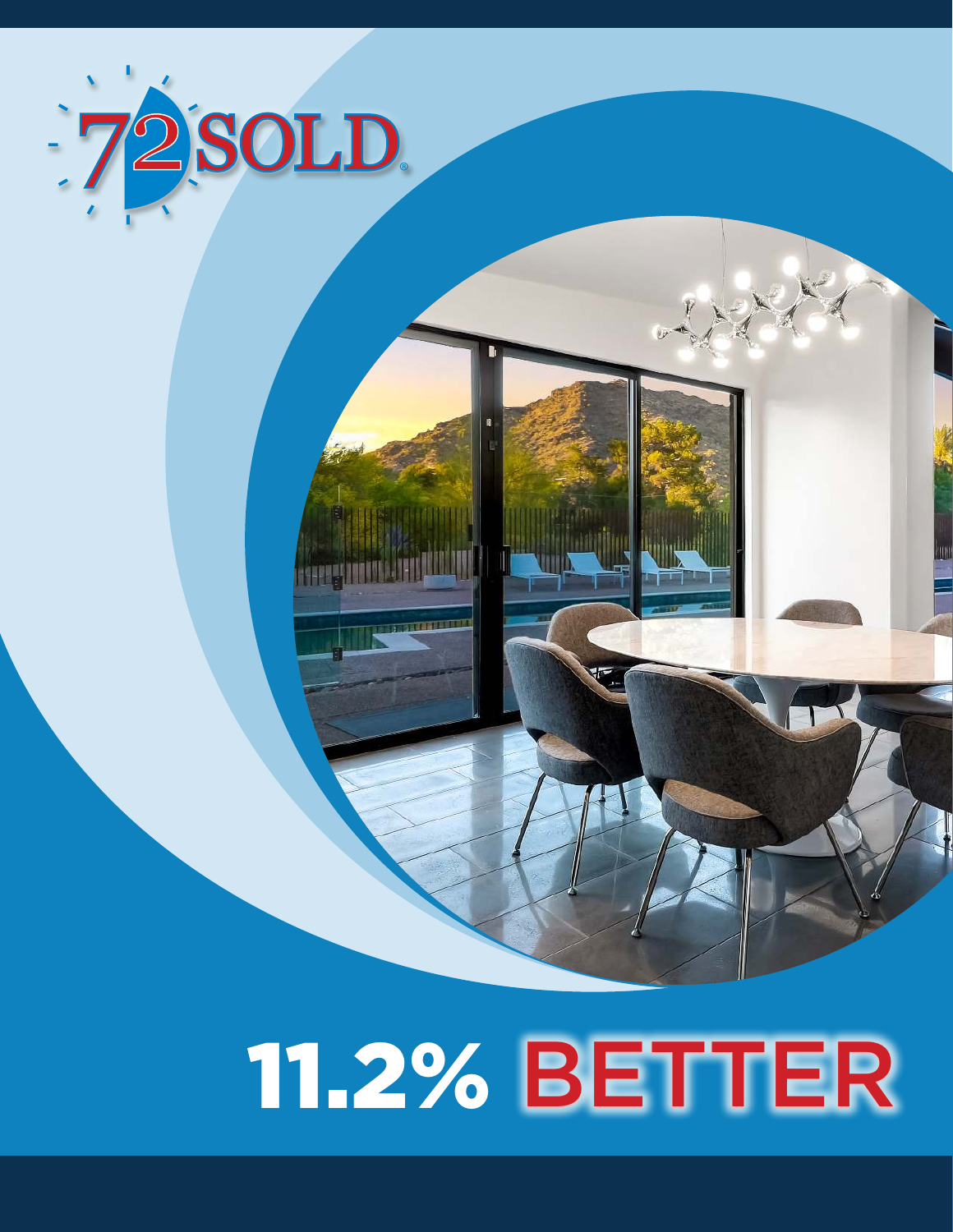72SOLD®

# 11.2% BETTER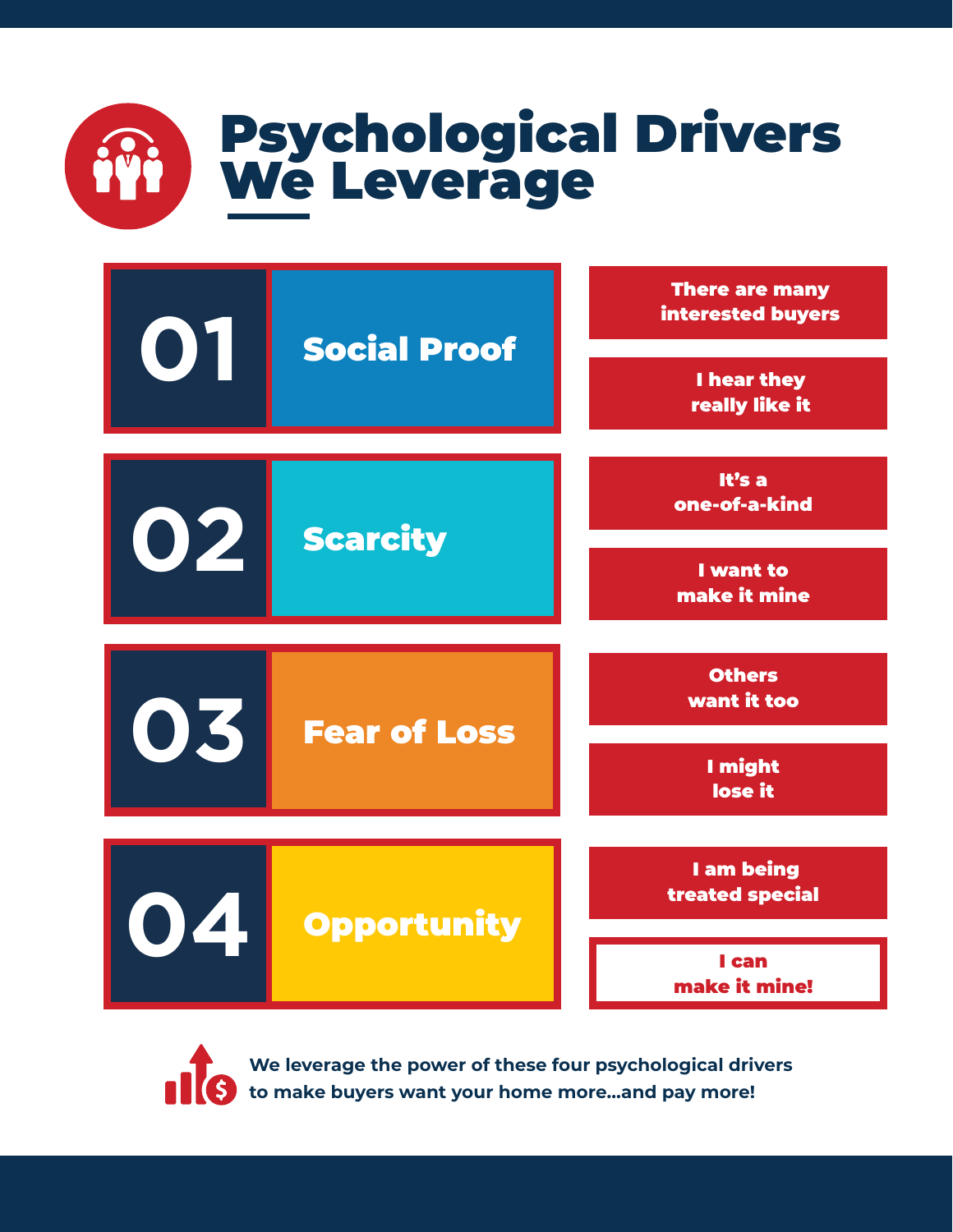# Psychological Drivers We Leverage

## 01 Social Proof

- There are many interested buyers
- I hear they really like it

## 02 Scarcity

- It's a one-of-a-kind
- I want to make it mine

## 03 Fear of Loss

- Others want it too
- I might lose it

## 04 Opportunity

- I am being treated special
- I can make it mine!

**We leverage the power of these four psychological drivers to make buyers want your home more...and pay more!**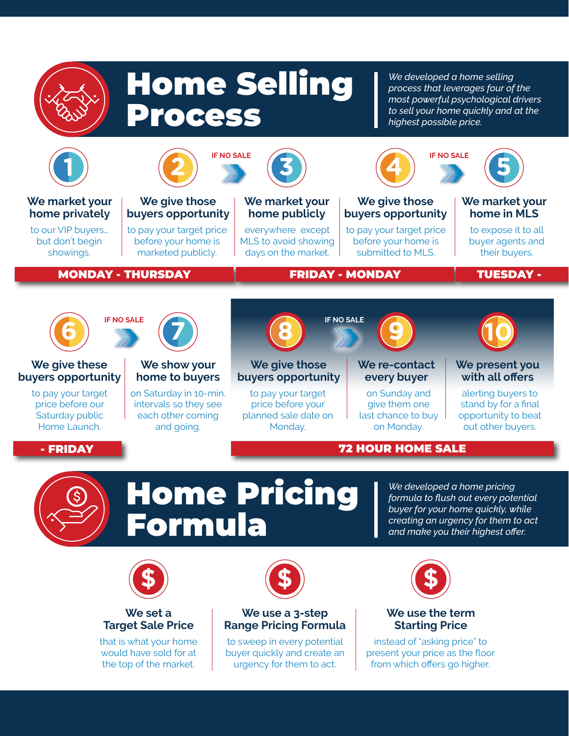# Home Selling Process

*We developed a home selling process that leverages four of the most powerful psychological drivers to sell your home quickly and at the highest possible price.*

**1. We market your home privately**
to our VIP buyers... but don't begin showings.

**2. We give those buyers opportunity**
to pay your target price before your home is marketed publicly.

**MONDAY - THURSDAY**

IF NO SALE

**3. We market your home publicly**
everywhere except MLS to avoid showing days on the market.

**4. We give those buyers opportunity**
to pay your target price before your home is submitted to MLS.

**FRIDAY - MONDAY**

IF NO SALE

**5. We market your home in MLS**
to expose it to all buyer agents and their buyers.

**6. We give these buyers opportunity**
to pay your target price before our Saturday public Home Launch.

**TUESDAY - FRIDAY**

IF NO SALE

**7. We show your home to buyers**
on Saturday in 10-min. intervals so they see each other coming and going.

**8. We give those buyers opportunity**
to pay your target price before your planned sale date on Monday.

IF NO SALE

**9. We re-contact every buyer**
on Sunday and give them one last chance to buy on Monday.

**10. We present you with all offers**
alerting buyers to stand by for a final opportunity to beat out other buyers.

**72 HOUR HOME SALE**

# Home Pricing Formula

*We developed a home pricing formula to flush out every potential buyer for your home quickly, while creating an urgency for them to act and make you their highest offer.*

**We set a Target Sale Price**
that is what your home would have sold for at the top of the market.

**We use a 3-step Range Pricing Formula**
to sweep in every potential buyer quickly and create an urgency for them to act.

**We use the term Starting Price**
instead of "asking price" to present your price as the floor from which offers go higher.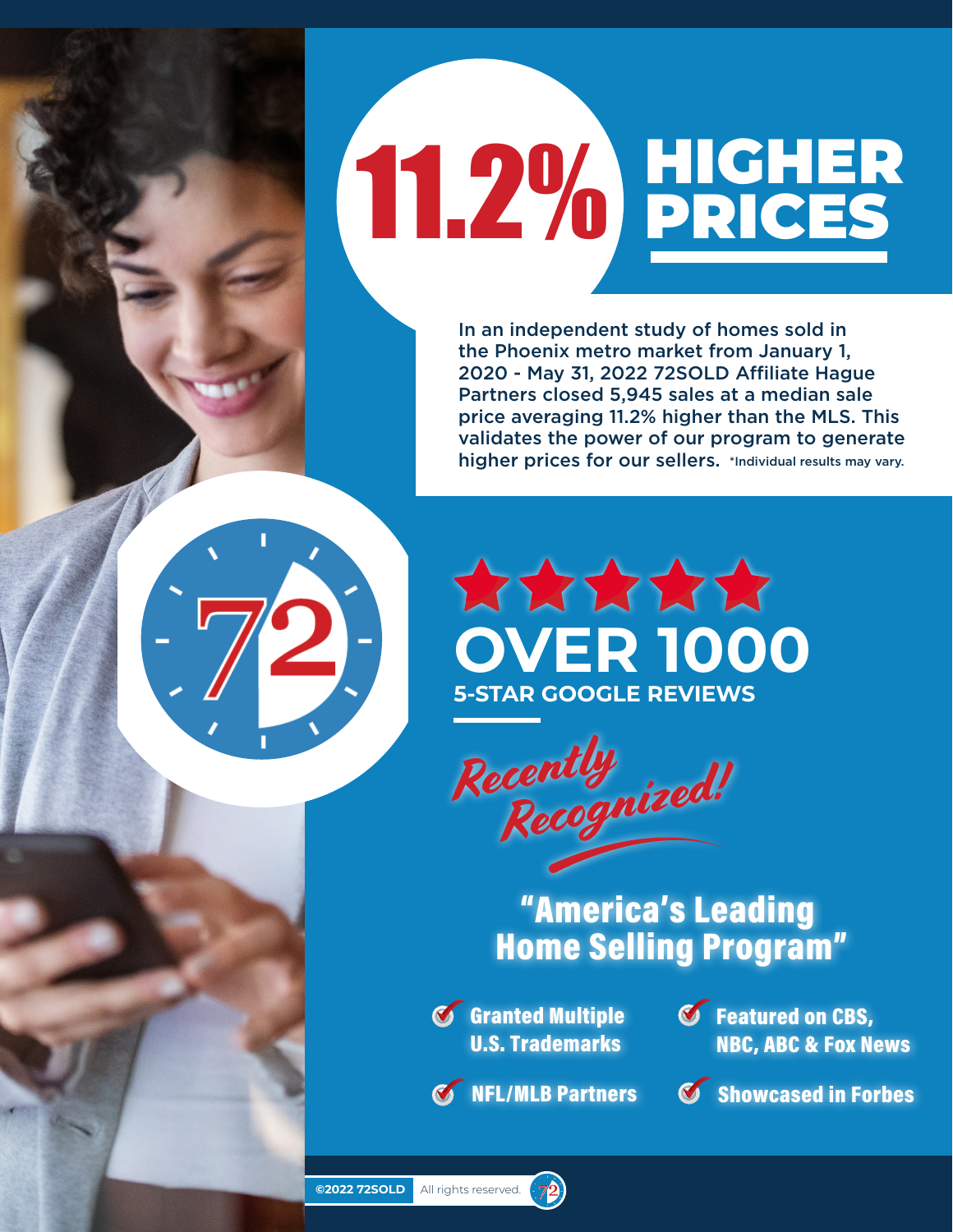# 11.2% HIGHER PRICES

In an independent study of homes sold in the Phoenix metro market from January 1, 2020 - May 31, 2022 72SOLD Affiliate Hague Partners closed 5,945 sales at a median sale price averaging 11.2% higher than the MLS. This validates the power of our program to generate higher prices for our sellers. *Individual results may vary.

★★★★★

## OVER 1000

**5-STAR GOOGLE REVIEWS**

*Recently Recognized!*

## "America's Leading Home Selling Program"

- Granted Multiple U.S. Trademarks
- Featured on CBS, NBC, ABC & Fox News
- NFL/MLB Partners
- Showcased in Forbes

**©2022 72SOLD** All rights reserved.